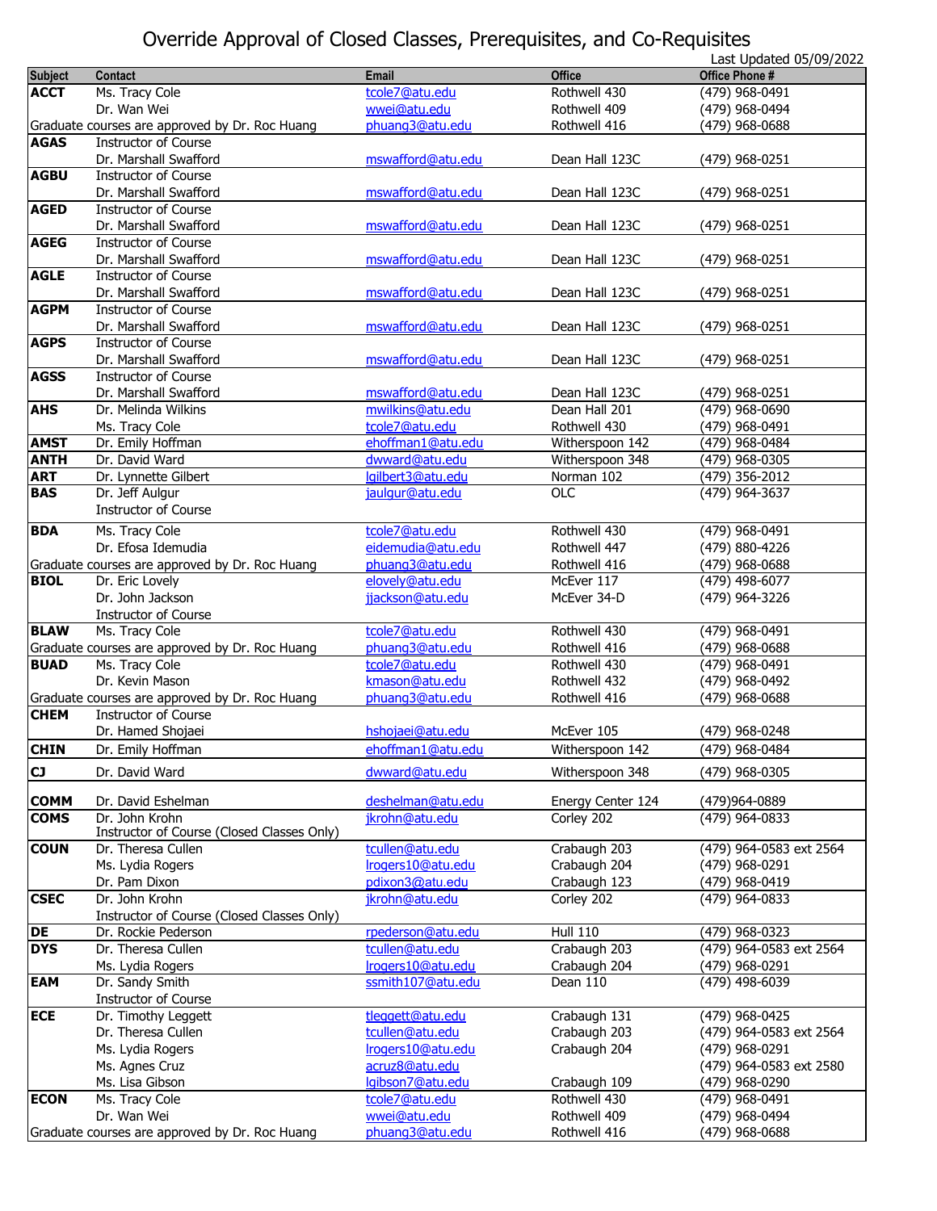# Override Approval of Closed Classes, Prerequisites, and Co-Requisites

Last Updated 05/09/2022

| Subject | Contact | Email | Office | Office Phone # |
|---|---|---|---|---|
| **ACCT** | Ms. Tracy Cole | tcole7@atu.edu | Rothwell 430 | (479) 968-0491 |
| | Dr. Wan Wei | wwei@atu.edu | Rothwell 409 | (479) 968-0494 |
| Graduate courses are approved by Dr. Roc Huang | | phuang3@atu.edu | Rothwell 416 | (479) 968-0688 |
| **AGAS** | Instructor of Course | | | |
| | Dr. Marshall Swafford | mswafford@atu.edu | Dean Hall 123C | (479) 968-0251 |
| **AGBU** | Instructor of Course | | | |
| | Dr. Marshall Swafford | mswafford@atu.edu | Dean Hall 123C | (479) 968-0251 |
| **AGED** | Instructor of Course | | | |
| | Dr. Marshall Swafford | mswafford@atu.edu | Dean Hall 123C | (479) 968-0251 |
| **AGEG** | Instructor of Course | | | |
| | Dr. Marshall Swafford | mswafford@atu.edu | Dean Hall 123C | (479) 968-0251 |
| **AGLE** | Instructor of Course | | | |
| | Dr. Marshall Swafford | mswafford@atu.edu | Dean Hall 123C | (479) 968-0251 |
| **AGPM** | Instructor of Course | | | |
| | Dr. Marshall Swafford | mswafford@atu.edu | Dean Hall 123C | (479) 968-0251 |
| **AGPS** | Instructor of Course | | | |
| | Dr. Marshall Swafford | mswafford@atu.edu | Dean Hall 123C | (479) 968-0251 |
| **AGSS** | Instructor of Course | | | |
| | Dr. Marshall Swafford | mswafford@atu.edu | Dean Hall 123C | (479) 968-0251 |
| **AHS** | Dr. Melinda Wilkins | mwilkins@atu.edu | Dean Hall 201 | (479) 968-0690 |
| | Ms. Tracy Cole | tcole7@atu.edu | Rothwell 430 | (479) 968-0491 |
| **AMST** | Dr. Emily Hoffman | ehoffman1@atu.edu | Witherspoon 142 | (479) 968-0484 |
| **ANTH** | Dr. David Ward | dward@atu.edu | Witherspoon 348 | (479) 968-0305 |
| **ART** | Dr. Lynnette Gilbert | lgilbert3@atu.edu | Norman 102 | (479) 356-2012 |
| **BAS** | Dr. Jeff Aulgur | jaulgur@atu.edu | OLC | (479) 964-3637 |
| | Instructor of Course | | | |
| **BDA** | Ms. Tracy Cole | tcole7@atu.edu | Rothwell 430 | (479) 968-0491 |
| | Dr. Efosa Idemudia | eidemudia@atu.edu | Rothwell 447 | (479) 880-4226 |
| Graduate courses are approved by Dr. Roc Huang | | phuang3@atu.edu | Rothwell 416 | (479) 968-0688 |
| **BIOL** | Dr. Eric Lovely | elovely@atu.edu | McEver 117 | (479) 498-6077 |
| | Dr. John Jackson | jjackson@atu.edu | McEver 34-D | (479) 964-3226 |
| | Instructor of Course | | | |
| **BLAW** | Ms. Tracy Cole | tcole7@atu.edu | Rothwell 430 | (479) 968-0491 |
| Graduate courses are approved by Dr. Roc Huang | | phuang3@atu.edu | Rothwell 416 | (479) 968-0688 |
| **BUAD** | Ms. Tracy Cole | tcole7@atu.edu | Rothwell 430 | (479) 968-0491 |
| | Dr. Kevin Mason | kmason@atu.edu | Rothwell 432 | (479) 968-0492 |
| Graduate courses are approved by Dr. Roc Huang | | phuang3@atu.edu | Rothwell 416 | (479) 968-0688 |
| **CHEM** | Instructor of Course | | | |
| | Dr. Hamed Shojaei | hshojaei@atu.edu | McEver 105 | (479) 968-0248 |
| **CHIN** | Dr. Emily Hoffman | ehoffman1@atu.edu | Witherspoon 142 | (479) 968-0484 |
| **CJ** | Dr. David Ward | dward@atu.edu | Witherspoon 348 | (479) 968-0305 |
| **COMM** | Dr. David Eshelman | deshelman@atu.edu | Energy Center 124 | (479)964-0889 |
| **COMS** | Dr. John Krohn | jkrohn@atu.edu | Corley 202 | (479) 964-0833 |
| | Instructor of Course (Closed Classes Only) | | | |
| **COUN** | Dr. Theresa Cullen | tcullen@atu.edu | Crabaugh 203 | (479) 964-0583 ext 2564 |
| | Ms. Lydia Rogers | lrogers10@atu.edu | Crabaugh 204 | (479) 968-0291 |
| | Dr. Pam Dixon | pdixon3@atu.edu | Crabaugh 123 | (479) 968-0419 |
| **CSEC** | Dr. John Krohn | jkrohn@atu.edu | Corley 202 | (479) 964-0833 |
| | Instructor of Course (Closed Classes Only) | | | |
| **DE** | Dr. Rockie Pederson | rpederson@atu.edu | Hull 110 | (479) 968-0323 |
| **DYS** | Dr. Theresa Cullen | tcullen@atu.edu | Crabaugh 203 | (479) 964-0583 ext 2564 |
| | Ms. Lydia Rogers | lrogers10@atu.edu | Crabaugh 204 | (479) 968-0291 |
| **EAM** | Dr. Sandy Smith | ssmith107@atu.edu | Dean 110 | (479) 498-6039 |
| | Instructor of Course | | | |
| **ECE** | Dr. Timothy Leggett | tleggett@atu.edu | Crabaugh 131 | (479) 968-0425 |
| | Dr. Theresa Cullen | tcullen@atu.edu | Crabaugh 203 | (479) 964-0583 ext 2564 |
| | Ms. Lydia Rogers | lrogers10@atu.edu | Crabaugh 204 | (479) 968-0291 |
| | Ms. Agnes Cruz | acruz8@atu.edu | | (479) 964-0583 ext 2580 |
| | Ms. Lisa Gibson | lgibson7@atu.edu | Crabaugh 109 | (479) 968-0290 |
| **ECON** | Ms. Tracy Cole | tcole7@atu.edu | Rothwell 430 | (479) 968-0491 |
| | Dr. Wan Wei | wwei@atu.edu | Rothwell 409 | (479) 968-0494 |
| Graduate courses are approved by Dr. Roc Huang | | phuang3@atu.edu | Rothwell 416 | (479) 968-0688 |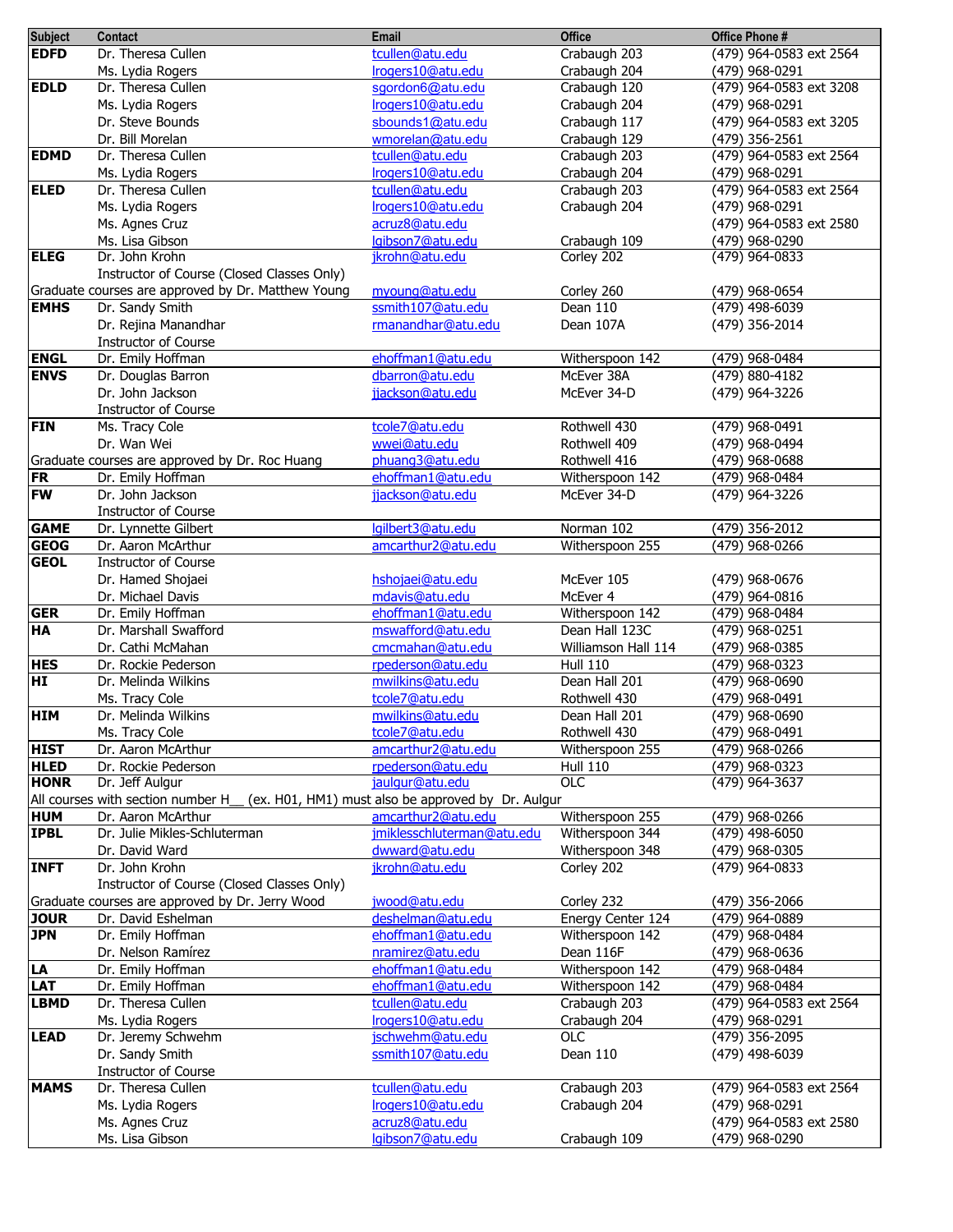| Subject | Contact | Email | Office | Office Phone # |
|---|---|---|---|---|
| **EDFD** | Dr. Theresa Cullen | tcullen@atu.edu | Crabaugh 203 | (479) 964-0583 ext 2564 |
| | Ms. Lydia Rogers | lrogers10@atu.edu | Crabaugh 204 | (479) 968-0291 |
| **EDLD** | Dr. Theresa Cullen | sgordon6@atu.edu | Crabaugh 120 | (479) 964-0583 ext 3208 |
| | Ms. Lydia Rogers | lrogers10@atu.edu | Crabaugh 204 | (479) 968-0291 |
| | Dr. Steve Bounds | sbounds1@atu.edu | Crabaugh 117 | (479) 964-0583 ext 3205 |
| | Dr. Bill Morelan | wmorelan@atu.edu | Crabaugh 129 | (479) 356-2561 |
| **EDMD** | Dr. Theresa Cullen | tcullen@atu.edu | Crabaugh 203 | (479) 964-0583 ext 2564 |
| | Ms. Lydia Rogers | lrogers10@atu.edu | Crabaugh 204 | (479) 968-0291 |
| **ELED** | Dr. Theresa Cullen | tcullen@atu.edu | Crabaugh 203 | (479) 964-0583 ext 2564 |
| | Ms. Lydia Rogers | lrogers10@atu.edu | Crabaugh 204 | (479) 968-0291 |
| | Ms. Agnes Cruz | acruz8@atu.edu | | (479) 964-0583 ext 2580 |
| | Ms. Lisa Gibson | lgibson7@atu.edu | Crabaugh 109 | (479) 968-0290 |
| **ELEG** | Dr. John Krohn | jkrohn@atu.edu | Corley 202 | (479) 964-0833 |
| | Instructor of Course (Closed Classes Only) | | | |
| Graduate courses are approved by Dr. Matthew Young | | myoung@atu.edu | Corley 260 | (479) 968-0654 |
| **EMHS** | Dr. Sandy Smith | ssmith107@atu.edu | Dean 110 | (479) 498-6039 |
| | Dr. Rejina Manandhar | rmanandhar@atu.edu | Dean 107A | (479) 356-2014 |
| | Instructor of Course | | | |
| **ENGL** | Dr. Emily Hoffman | ehoffman1@atu.edu | Witherspoon 142 | (479) 968-0484 |
| **ENVS** | Dr. Douglas Barron | dbarron@atu.edu | McEver 38A | (479) 880-4182 |
| | Dr. John Jackson | jjackson@atu.edu | McEver 34-D | (479) 964-3226 |
| | Instructor of Course | | | |
| **FIN** | Ms. Tracy Cole | tcole7@atu.edu | Rothwell 430 | (479) 968-0491 |
| | Dr. Wan Wei | wwei@atu.edu | Rothwell 409 | (479) 968-0494 |
| Graduate courses are approved by Dr. Roc Huang | | phuang3@atu.edu | Rothwell 416 | (479) 968-0688 |
| **FR** | Dr. Emily Hoffman | ehoffman1@atu.edu | Witherspoon 142 | (479) 968-0484 |
| **FW** | Dr. John Jackson | jjackson@atu.edu | McEver 34-D | (479) 964-3226 |
| | Instructor of Course | | | |
| **GAME** | Dr. Lynnette Gilbert | lgilbert3@atu.edu | Norman 102 | (479) 356-2012 |
| **GEOG** | Dr. Aaron McArthur | amcarthur2@atu.edu | Witherspoon 255 | (479) 968-0266 |
| **GEOL** | Instructor of Course | | | |
| | Dr. Hamed Shojaei | hshojaei@atu.edu | McEver 105 | (479) 968-0676 |
| | Dr. Michael Davis | mdavis@atu.edu | McEver 4 | (479) 964-0816 |
| **GER** | Dr. Emily Hoffman | ehoffman1@atu.edu | Witherspoon 142 | (479) 968-0484 |
| **HA** | Dr. Marshall Swafford | mswafford@atu.edu | Dean Hall 123C | (479) 968-0251 |
| | Dr. Cathi McMahan | cmcmahan@atu.edu | Williamson Hall 114 | (479) 968-0385 |
| **HES** | Dr. Rockie Pederson | rpederson@atu.edu | Hull 110 | (479) 968-0323 |
| **HI** | Dr. Melinda Wilkins | mwilkins@atu.edu | Dean Hall 201 | (479) 968-0690 |
| | Ms. Tracy Cole | tcole7@atu.edu | Rothwell 430 | (479) 968-0491 |
| **HIM** | Dr. Melinda Wilkins | mwilkins@atu.edu | Dean Hall 201 | (479) 968-0690 |
| | Ms. Tracy Cole | tcole7@atu.edu | Rothwell 430 | (479) 968-0491 |
| **HIST** | Dr. Aaron McArthur | amcarthur2@atu.edu | Witherspoon 255 | (479) 968-0266 |
| **HLED** | Dr. Rockie Pederson | rpederson@atu.edu | Hull 110 | (479) 968-0323 |
| **HONR** | Dr. Jeff Aulgur | jaulgur@atu.edu | OLC | (479) 964-3637 |
| All courses with section number H__ (ex. H01, HM1) must also be approved by Dr. Aulgur | | | | |
| **HUM** | Dr. Aaron McArthur | amcarthur2@atu.edu | Witherspoon 255 | (479) 968-0266 |
| **IPBL** | Dr. Julie Mikles-Schluterman | jmiklesschluterman@atu.edu | Witherspoon 344 | (479) 498-6050 |
| | Dr. David Ward | dwward@atu.edu | Witherspoon 348 | (479) 968-0305 |
| **INFT** | Dr. John Krohn | jkrohn@atu.edu | Corley 202 | (479) 964-0833 |
| | Instructor of Course (Closed Classes Only) | | | |
| Graduate courses are approved by Dr. Jerry Wood | | jwood@atu.edu | Corley 232 | (479) 356-2066 |
| **JOUR** | Dr. David Eshelman | deshelman@atu.edu | Energy Center 124 | (479) 964-0889 |
| **JPN** | Dr. Emily Hoffman | ehoffman1@atu.edu | Witherspoon 142 | (479) 968-0484 |
| | Dr. Nelson Ramírez | nramirez@atu.edu | Dean 116F | (479) 968-0636 |
| **LA** | Dr. Emily Hoffman | ehoffman1@atu.edu | Witherspoon 142 | (479) 968-0484 |
| **LAT** | Dr. Emily Hoffman | ehoffman1@atu.edu | Witherspoon 142 | (479) 968-0484 |
| **LBMD** | Dr. Theresa Cullen | tcullen@atu.edu | Crabaugh 203 | (479) 964-0583 ext 2564 |
| | Ms. Lydia Rogers | lrogers10@atu.edu | Crabaugh 204 | (479) 968-0291 |
| **LEAD** | Dr. Jeremy Schwehm | jschwehm@atu.edu | OLC | (479) 356-2095 |
| | Dr. Sandy Smith | ssmith107@atu.edu | Dean 110 | (479) 498-6039 |
| | Instructor of Course | | | |
| **MAMS** | Dr. Theresa Cullen | tcullen@atu.edu | Crabaugh 203 | (479) 964-0583 ext 2564 |
| | Ms. Lydia Rogers | lrogers10@atu.edu | Crabaugh 204 | (479) 968-0291 |
| | Ms. Agnes Cruz | acruz8@atu.edu | | (479) 964-0583 ext 2580 |
| | Ms. Lisa Gibson | lgibson7@atu.edu | Crabaugh 109 | (479) 968-0290 |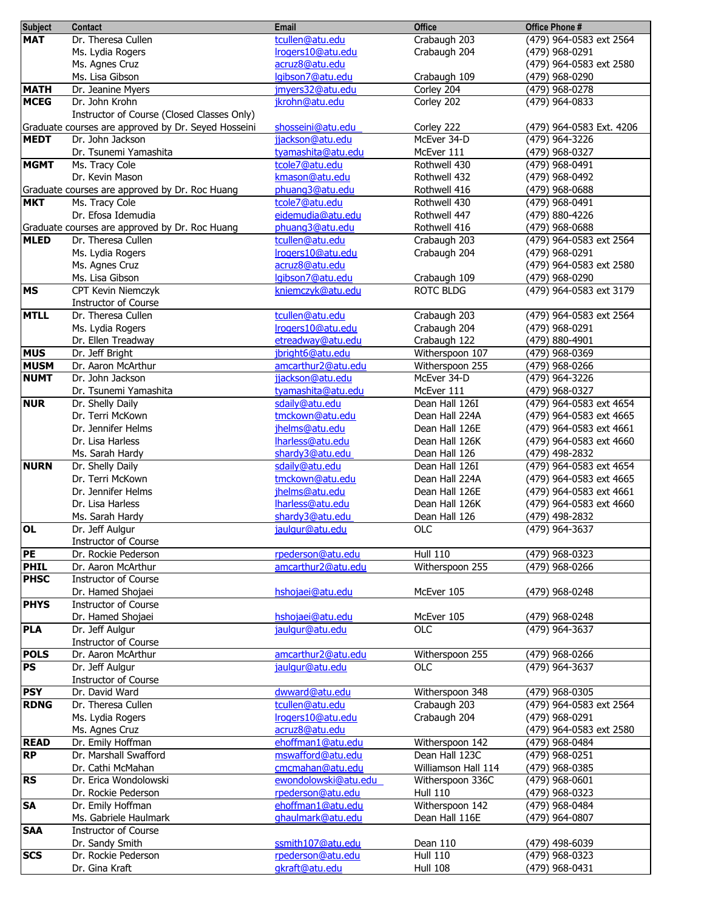| Subject | Contact | Email | Office | Office Phone # |
|---|---|---|---|---|
| **MAT** | Dr. Theresa Cullen | tcullen@atu.edu | Crabaugh 203 | (479) 964-0583 ext 2564 |
| | Ms. Lydia Rogers | lrogers10@atu.edu | Crabaugh 204 | (479) 968-0291 |
| | Ms. Agnes Cruz | acruz8@atu.edu | | (479) 964-0583 ext 2580 |
| | Ms. Lisa Gibson | lgibson7@atu.edu | Crabaugh 109 | (479) 968-0290 |
| **MATH** | Dr. Jeanine Myers | jmyers32@atu.edu | Corley 204 | (479) 968-0278 |
| **MCEG** | Dr. John Krohn | jkrohn@atu.edu | Corley 202 | (479) 964-0833 |
| | Instructor of Course (Closed Classes Only) | | | |
| Graduate courses are approved by Dr. Seyed Hosseini | | shosseini@atu.edu | Corley 222 | (479) 964-0583 Ext. 4206 |
| **MEDT** | Dr. John Jackson | jjackson@atu.edu | McEver 34-D | (479) 964-3226 |
| | Dr. Tsunemi Yamashita | tyamashita@atu.edu | McEver 111 | (479) 968-0327 |
| **MGMT** | Ms. Tracy Cole | tcole7@atu.edu | Rothwell 430 | (479) 968-0491 |
| | Dr. Kevin Mason | kmason@atu.edu | Rothwell 432 | (479) 968-0492 |
| Graduate courses are approved by Dr. Roc Huang | | phuang3@atu.edu | Rothwell 416 | (479) 968-0688 |
| **MKT** | Ms. Tracy Cole | tcole7@atu.edu | Rothwell 430 | (479) 968-0491 |
| | Dr. Efosa Idemudia | eidemudia@atu.edu | Rothwell 447 | (479) 880-4226 |
| Graduate courses are approved by Dr. Roc Huang | | phuang3@atu.edu | Rothwell 416 | (479) 968-0688 |
| **MLED** | Dr. Theresa Cullen | tcullen@atu.edu | Crabaugh 203 | (479) 964-0583 ext 2564 |
| | Ms. Lydia Rogers | lrogers10@atu.edu | Crabaugh 204 | (479) 968-0291 |
| | Ms. Agnes Cruz | acruz8@atu.edu | | (479) 964-0583 ext 2580 |
| | Ms. Lisa Gibson | lgibson7@atu.edu | Crabaugh 109 | (479) 968-0290 |
| **MS** | CPT Kevin Niemczyk | kniemczyk@atu.edu | ROTC BLDG | (479) 964-0583 ext 3179 |
| | Instructor of Course | | | |
| **MTLL** | Dr. Theresa Cullen | tcullen@atu.edu | Crabaugh 203 | (479) 964-0583 ext 2564 |
| | Ms. Lydia Rogers | lrogers10@atu.edu | Crabaugh 204 | (479) 968-0291 |
| | Dr. Ellen Treadway | etreadway@atu.edu | Crabaugh 122 | (479) 880-4901 |
| **MUS** | Dr. Jeff Bright | jbright6@atu.edu | Witherspoon 107 | (479) 968-0369 |
| **MUSM** | Dr. Aaron McArthur | amcarthur2@atu.edu | Witherspoon 255 | (479) 968-0266 |
| **NUMT** | Dr. John Jackson | jjackson@atu.edu | McEver 34-D | (479) 964-3226 |
| | Dr. Tsunemi Yamashita | tyamashita@atu.edu | McEver 111 | (479) 968-0327 |
| **NUR** | Dr. Shelly Daily | sdaily@atu.edu | Dean Hall 126I | (479) 964-0583 ext 4654 |
| | Dr. Terri McKown | tmckown@atu.edu | Dean Hall 224A | (479) 964-0583 ext 4665 |
| | Dr. Jennifer Helms | jhelms@atu.edu | Dean Hall 126E | (479) 964-0583 ext 4661 |
| | Dr. Lisa Harless | lharless@atu.edu | Dean Hall 126K | (479) 964-0583 ext 4660 |
| | Ms. Sarah Hardy | shardy3@atu.edu | Dean Hall 126 | (479) 498-2832 |
| **NURN** | Dr. Shelly Daily | sdaily@atu.edu | Dean Hall 126I | (479) 964-0583 ext 4654 |
| | Dr. Terri McKown | tmckown@atu.edu | Dean Hall 224A | (479) 964-0583 ext 4665 |
| | Dr. Jennifer Helms | jhelms@atu.edu | Dean Hall 126E | (479) 964-0583 ext 4661 |
| | Dr. Lisa Harless | lharless@atu.edu | Dean Hall 126K | (479) 964-0583 ext 4660 |
| | Ms. Sarah Hardy | shardy3@atu.edu | Dean Hall 126 | (479) 498-2832 |
| **OL** | Dr. Jeff Aulgur | jaulgur@atu.edu | OLC | (479) 964-3637 |
| | Instructor of Course | | | |
| **PE** | Dr. Rockie Pederson | rpederson@atu.edu | Hull 110 | (479) 968-0323 |
| **PHIL** | Dr. Aaron McArthur | amcarthur2@atu.edu | Witherspoon 255 | (479) 968-0266 |
| **PHSC** | Instructor of Course | | | |
| | Dr. Hamed Shojaei | hshojaei@atu.edu | McEver 105 | (479) 968-0248 |
| **PHYS** | Instructor of Course | | | |
| | Dr. Hamed Shojaei | hshojaei@atu.edu | McEver 105 | (479) 968-0248 |
| **PLA** | Dr. Jeff Aulgur | jaulgur@atu.edu | OLC | (479) 964-3637 |
| | Instructor of Course | | | |
| **POLS** | Dr. Aaron McArthur | amcarthur2@atu.edu | Witherspoon 255 | (479) 968-0266 |
| **PS** | Dr. Jeff Aulgur | jaulgur@atu.edu | OLC | (479) 964-3637 |
| | Instructor of Course | | | |
| **PSY** | Dr. David Ward | dwward@atu.edu | Witherspoon 348 | (479) 968-0305 |
| **RDNG** | Dr. Theresa Cullen | tcullen@atu.edu | Crabaugh 203 | (479) 964-0583 ext 2564 |
| | Ms. Lydia Rogers | lrogers10@atu.edu | Crabaugh 204 | (479) 968-0291 |
| | Ms. Agnes Cruz | acruz8@atu.edu | | (479) 964-0583 ext 2580 |
| **READ** | Dr. Emily Hoffman | ehoffman1@atu.edu | Witherspoon 142 | (479) 968-0484 |
| **RP** | Dr. Marshall Swafford | mswafford@atu.edu | Dean Hall 123C | (479) 968-0251 |
| | Dr. Cathi McMahan | cmcmahan@atu.edu | Williamson Hall 114 | (479) 968-0385 |
| **RS** | Dr. Erica Wondolowski | ewondolowski@atu.edu | Witherspoon 336C | (479) 968-0601 |
| | Dr. Rockie Pederson | rpederson@atu.edu | Hull 110 | (479) 968-0323 |
| **SA** | Dr. Emily Hoffman | ehoffman1@atu.edu | Witherspoon 142 | (479) 968-0484 |
| | Ms. Gabriele Haulmark | ghaulmark@atu.edu | Dean Hall 116E | (479) 964-0807 |
| **SAA** | Instructor of Course | | | |
| | Dr. Sandy Smith | ssmith107@atu.edu | Dean 110 | (479) 498-6039 |
| **SCS** | Dr. Rockie Pederson | rpederson@atu.edu | Hull 110 | (479) 968-0323 |
| | Dr. Gina Kraft | gkraft@atu.edu | Hull 108 | (479) 968-0431 |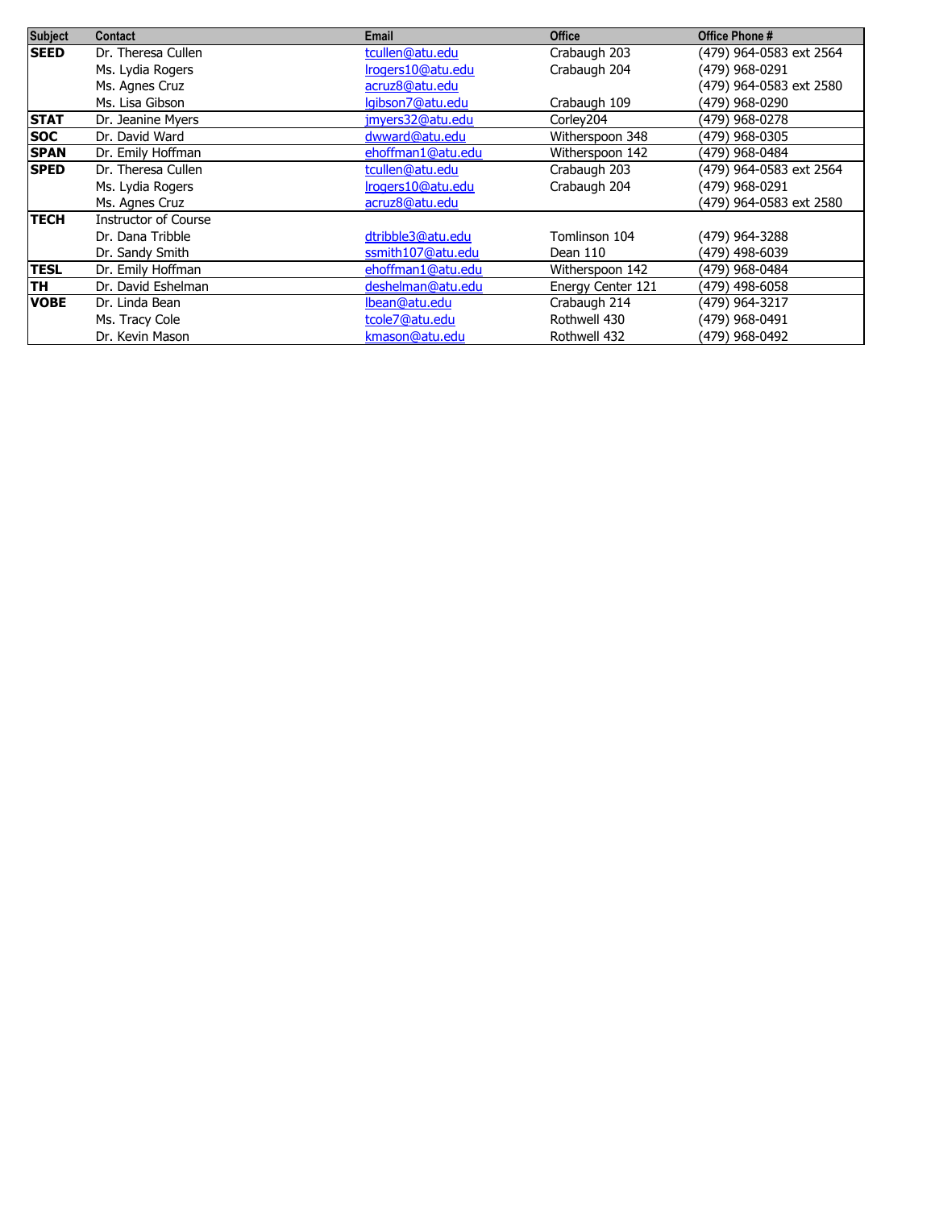| Subject | Contact | Email | Office | Office Phone # |
|---|---|---|---|---|
| **SEED** | Dr. Theresa Cullen | tcullen@atu.edu | Crabaugh 203 | (479) 964-0583 ext 2564 |
| | Ms. Lydia Rogers | lrogers10@atu.edu | Crabaugh 204 | (479) 968-0291 |
| | Ms. Agnes Cruz | acruz8@atu.edu | | (479) 964-0583 ext 2580 |
| | Ms. Lisa Gibson | lgibson7@atu.edu | Crabaugh 109 | (479) 968-0290 |
| **STAT** | Dr. Jeanine Myers | jmyers32@atu.edu | Corley204 | (479) 968-0278 |
| **SOC** | Dr. David Ward | dwward@atu.edu | Witherspoon 348 | (479) 968-0305 |
| **SPAN** | Dr. Emily Hoffman | ehoffman1@atu.edu | Witherspoon 142 | (479) 968-0484 |
| **SPED** | Dr. Theresa Cullen | tcullen@atu.edu | Crabaugh 203 | (479) 964-0583 ext 2564 |
| | Ms. Lydia Rogers | lrogers10@atu.edu | Crabaugh 204 | (479) 968-0291 |
| | Ms. Agnes Cruz | acruz8@atu.edu | | (479) 964-0583 ext 2580 |
| **TECH** | Instructor of Course | | | |
| | Dr. Dana Tribble | dtribble3@atu.edu | Tomlinson 104 | (479) 964-3288 |
| | Dr. Sandy Smith | ssmith107@atu.edu | Dean 110 | (479) 498-6039 |
| **TESL** | Dr. Emily Hoffman | ehoffman1@atu.edu | Witherspoon 142 | (479) 968-0484 |
| **TH** | Dr. David Eshelman | deshelman@atu.edu | Energy Center 121 | (479) 498-6058 |
| **VOBE** | Dr. Linda Bean | lbean@atu.edu | Crabaugh 214 | (479) 964-3217 |
| | Ms. Tracy Cole | tcole7@atu.edu | Rothwell 430 | (479) 968-0491 |
| | Dr. Kevin Mason | kmason@atu.edu | Rothwell 432 | (479) 968-0492 |